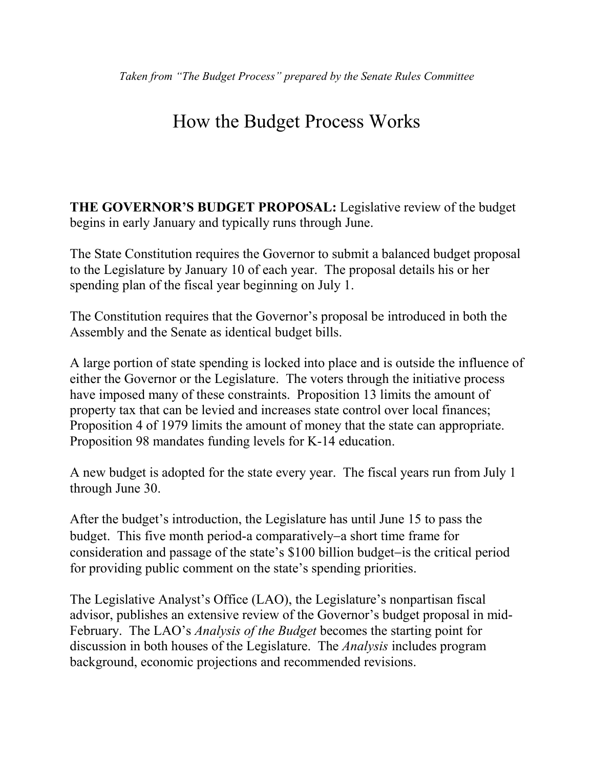*Taken from "The Budget Process" prepared by the Senate Rules Committee*

# How the Budget Process Works

**THE GOVERNOR'S BUDGET PROPOSAL:** Legislative review of the budget begins in early January and typically runs through June.

The State Constitution requires the Governor to submit a balanced budget proposal to the Legislature by January 10 of each year. The proposal details his or her spending plan of the fiscal year beginning on July 1.

The Constitution requires that the Governor's proposal be introduced in both the Assembly and the Senate as identical budget bills.

A large portion of state spending is locked into place and is outside the influence of either the Governor or the Legislature. The voters through the initiative process have imposed many of these constraints. Proposition 13 limits the amount of property tax that can be levied and increases state control over local finances; Proposition 4 of 1979 limits the amount of money that the state can appropriate. Proposition 98 mandates funding levels for K-14 education.

A new budget is adopted for the state every year. The fiscal years run from July 1 through June 30.

After the budget's introduction, the Legislature has until June 15 to pass the budget. This five month period-a comparatively–a short time frame for consideration and passage of the state's $100 billion budget–is the critical period for providing public comment on the state's spending priorities.

The Legislative Analyst's Office (LAO), the Legislature's nonpartisan fiscal advisor, publishes an extensive review of the Governor's budget proposal in mid-February. The LAO's *Analysis of the Budget* becomes the starting point for discussion in both houses of the Legislature. The *Analysis* includes program background, economic projections and recommended revisions.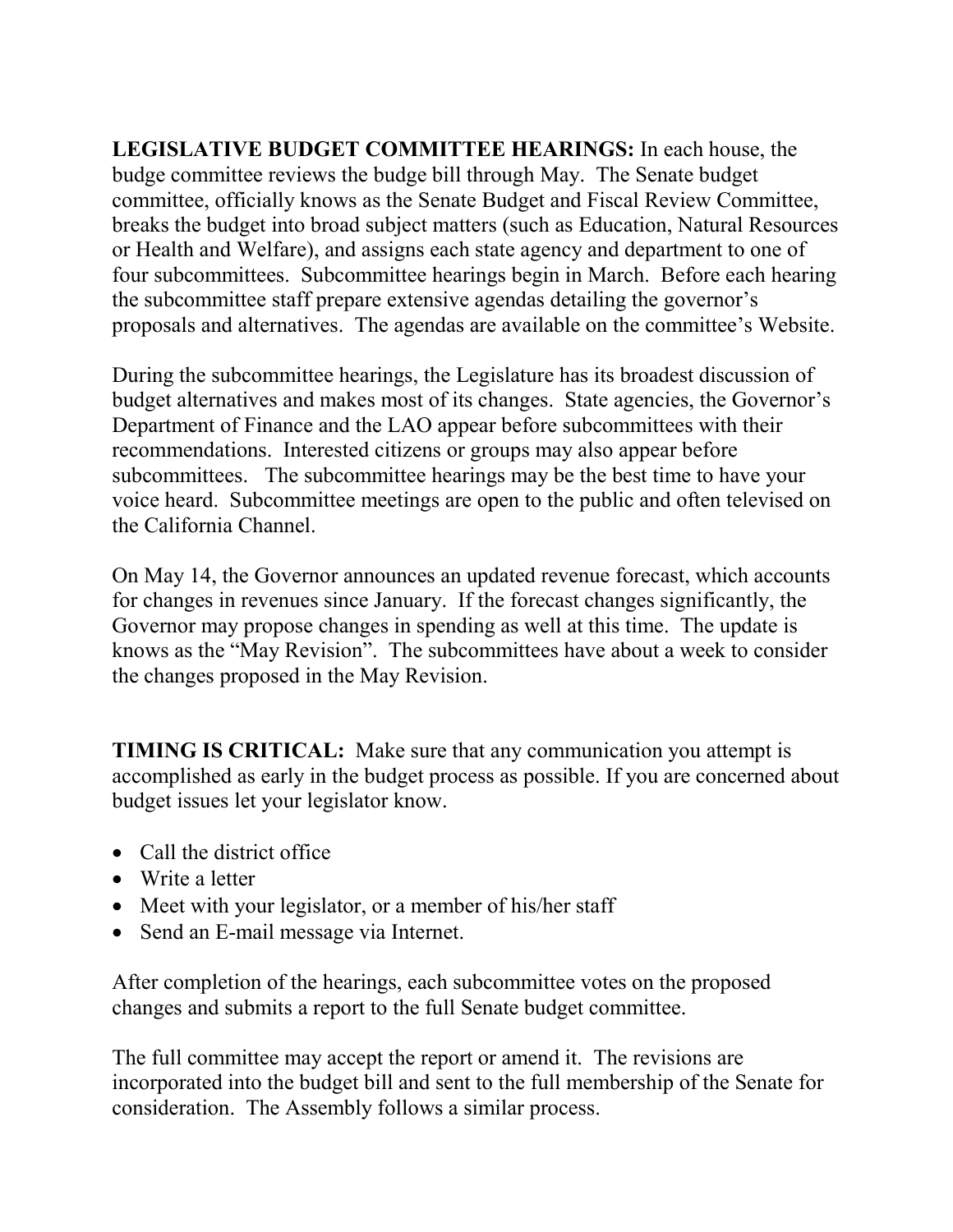**LEGISLATIVE BUDGET COMMITTEE HEARINGS:** In each house, the budge committee reviews the budge bill through May. The Senate budget committee, officially knows as the Senate Budget and Fiscal Review Committee, breaks the budget into broad subject matters (such as Education, Natural Resources or Health and Welfare), and assigns each state agency and department to one of four subcommittees. Subcommittee hearings begin in March. Before each hearing the subcommittee staff prepare extensive agendas detailing the governor's proposals and alternatives. The agendas are available on the committee's Website.

During the subcommittee hearings, the Legislature has its broadest discussion of budget alternatives and makes most of its changes. State agencies, the Governor's Department of Finance and the LAO appear before subcommittees with their recommendations. Interested citizens or groups may also appear before subcommittees. The subcommittee hearings may be the best time to have your voice heard. Subcommittee meetings are open to the public and often televised on the California Channel.

On May 14, the Governor announces an updated revenue forecast, which accounts for changes in revenues since January. If the forecast changes significantly, the Governor may propose changes in spending as well at this time. The update is knows as the "May Revision". The subcommittees have about a week to consider the changes proposed in the May Revision.

**TIMING IS CRITICAL:** Make sure that any communication you attempt is accomplished as early in the budget process as possible. If you are concerned about budget issues let your legislator know.

- Call the district office
- Write a letter
- Meet with your legislator, or a member of his/her staff
- Send an E-mail message via Internet.

After completion of the hearings, each subcommittee votes on the proposed changes and submits a report to the full Senate budget committee.

The full committee may accept the report or amend it. The revisions are incorporated into the budget bill and sent to the full membership of the Senate for consideration. The Assembly follows a similar process.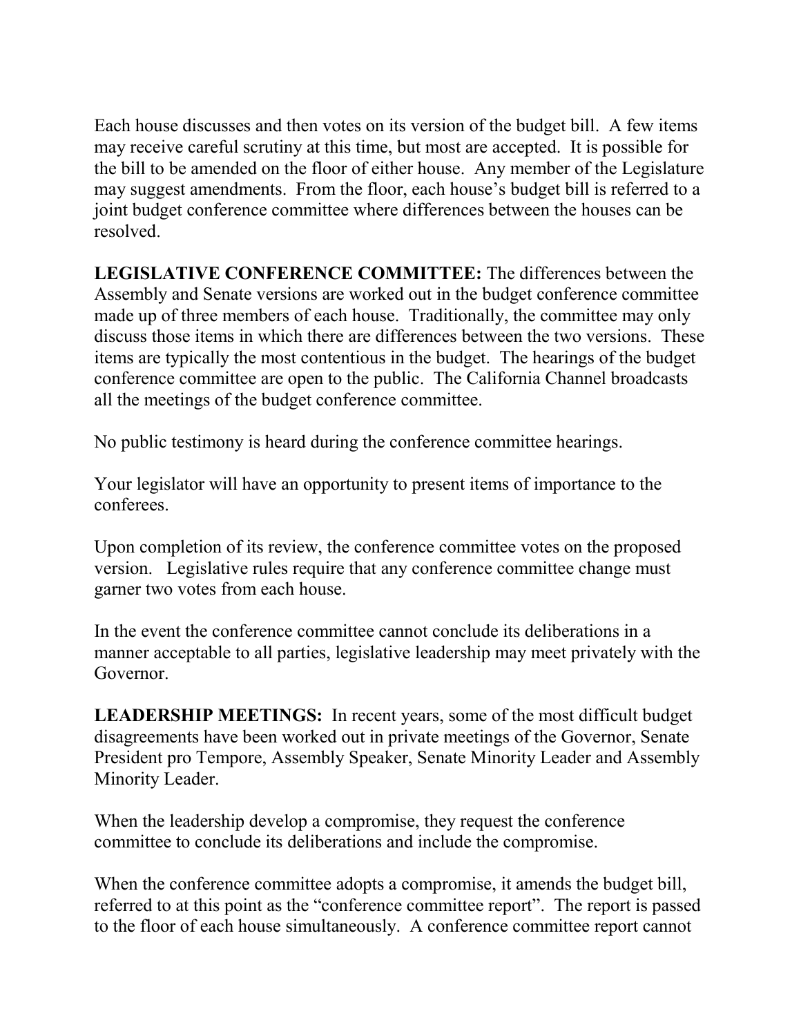Each house discusses and then votes on its version of the budget bill. A few items may receive careful scrutiny at this time, but most are accepted. It is possible for the bill to be amended on the floor of either house. Any member of the Legislature may suggest amendments. From the floor, each house's budget bill is referred to a joint budget conference committee where differences between the houses can be resolved.

**LEGISLATIVE CONFERENCE COMMITTEE:** The differences between the Assembly and Senate versions are worked out in the budget conference committee made up of three members of each house. Traditionally, the committee may only discuss those items in which there are differences between the two versions. These items are typically the most contentious in the budget. The hearings of the budget conference committee are open to the public. The California Channel broadcasts all the meetings of the budget conference committee.

No public testimony is heard during the conference committee hearings.

Your legislator will have an opportunity to present items of importance to the conferees.

Upon completion of its review, the conference committee votes on the proposed version. Legislative rules require that any conference committee change must garner two votes from each house.

In the event the conference committee cannot conclude its deliberations in a manner acceptable to all parties, legislative leadership may meet privately with the Governor.

**LEADERSHIP MEETINGS:** In recent years, some of the most difficult budget disagreements have been worked out in private meetings of the Governor, Senate President pro Tempore, Assembly Speaker, Senate Minority Leader and Assembly Minority Leader.

When the leadership develop a compromise, they request the conference committee to conclude its deliberations and include the compromise.

When the conference committee adopts a compromise, it amends the budget bill, referred to at this point as the "conference committee report". The report is passed to the floor of each house simultaneously. A conference committee report cannot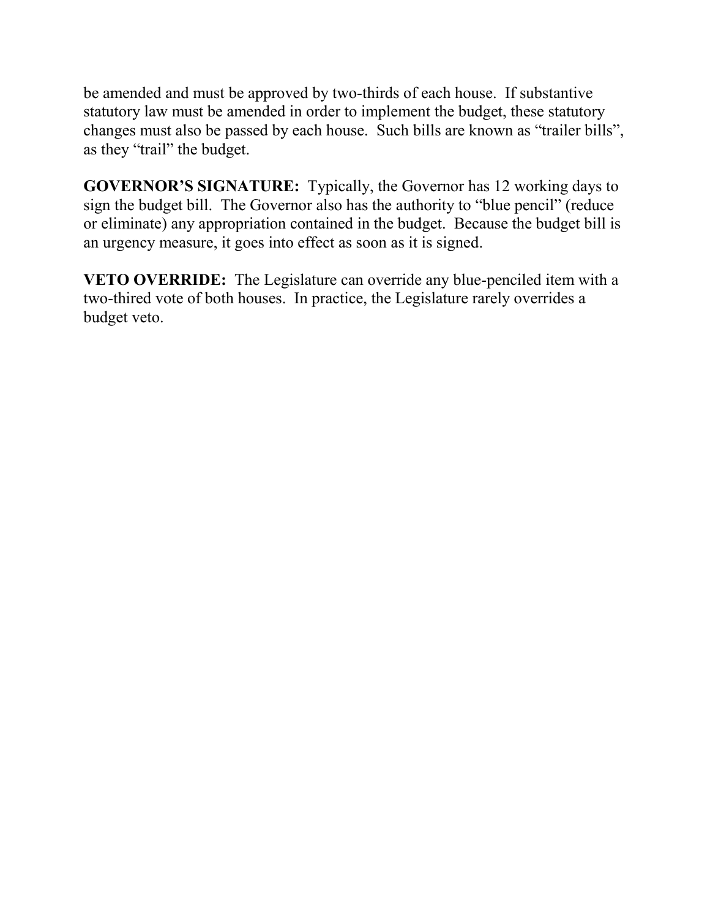be amended and must be approved by two-thirds of each house. If substantive statutory law must be amended in order to implement the budget, these statutory changes must also be passed by each house. Such bills are known as “trailer bills”, as they “trail” the budget.

**GOVERNOR’S SIGNATURE:** Typically, the Governor has 12 working days to sign the budget bill. The Governor also has the authority to “blue pencil” (reduce or eliminate) any appropriation contained in the budget. Because the budget bill is an urgency measure, it goes into effect as soon as it is signed.

**VETO OVERRIDE:** The Legislature can override any blue-penciled item with a two-thired vote of both houses. In practice, the Legislature rarely overrides a budget veto.